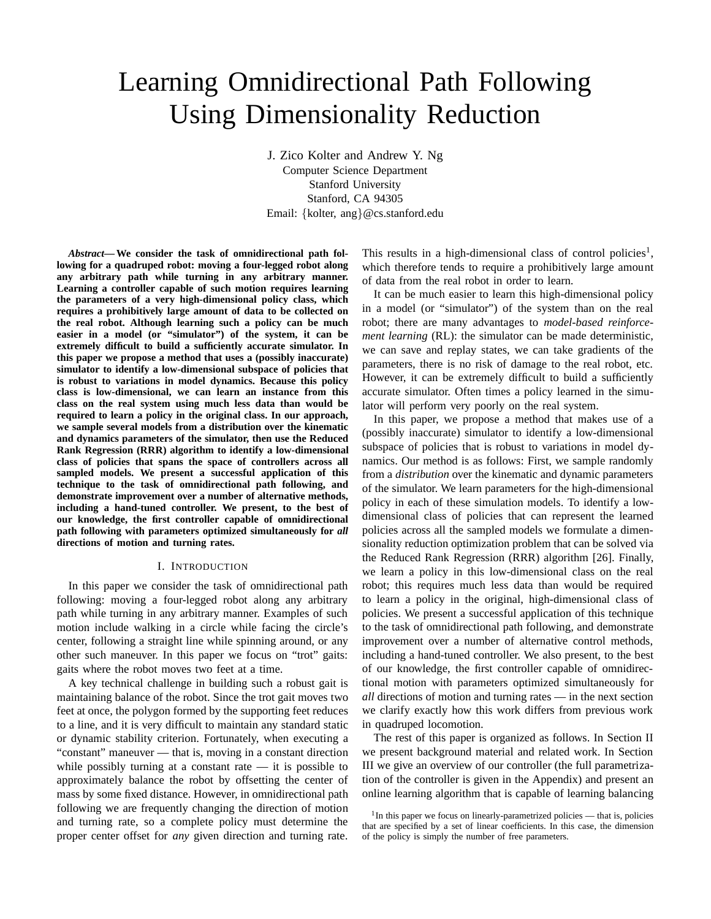# Learning Omnidirectional Path Following Using Dimensionality Reduction

J. Zico Kolter and Andrew Y. Ng
Computer Science Department
Stanford University
Stanford, CA 94305
Email: {kolter, ang}@cs.stanford.edu

***Abstract*— We consider the task of omnidirectional path following for a quadruped robot: moving a four-legged robot along any arbitrary path while turning in any arbitrary manner. Learning a controller capable of such motion requires learning the parameters of a very high-dimensional policy class, which requires a prohibitively large amount of data to be collected on the real robot. Although learning such a policy can be much easier in a model (or "simulator") of the system, it can be extremely difficult to build a sufficiently accurate simulator. In this paper we propose a method that uses a (possibly inaccurate) simulator to identify a low-dimensional subspace of policies that is robust to variations in model dynamics. Because this policy class is low-dimensional, we can learn an instance from this class on the real system using much less data than would be required to learn a policy in the original class. In our approach, we sample several models from a distribution over the kinematic and dynamics parameters of the simulator, then use the Reduced Rank Regression (RRR) algorithm to identify a low-dimensional class of policies that spans the space of controllers across all sampled models. We present a successful application of this technique to the task of omnidirectional path following, and demonstrate improvement over a number of alternative methods, including a hand-tuned controller. We present, to the best of our knowledge, the first controller capable of omnidirectional path following with parameters optimized simultaneously for *all* directions of motion and turning rates.**

## I. Introduction

In this paper we consider the task of omnidirectional path following: moving a four-legged robot along any arbitrary path while turning in any arbitrary manner. Examples of such motion include walking in a circle while facing the circle's center, following a straight line while spinning around, or any other such maneuver. In this paper we focus on "trot" gaits: gaits where the robot moves two feet at a time.

A key technical challenge in building such a robust gait is maintaining balance of the robot. Since the trot gait moves two feet at once, the polygon formed by the supporting feet reduces to a line, and it is very difficult to maintain any standard static or dynamic stability criterion. Fortunately, when executing a "constant" maneuver — that is, moving in a constant direction while possibly turning at a constant rate — it is possible to approximately balance the robot by offsetting the center of mass by some fixed distance. However, in omnidirectional path following we are frequently changing the direction of motion and turning rate, so a complete policy must determine the proper center offset for *any* given direction and turning rate. This results in a high-dimensional class of control policies[1], which therefore tends to require a prohibitively large amount of data from the real robot in order to learn.

It can be much easier to learn this high-dimensional policy in a model (or "simulator") of the system than on the real robot; there are many advantages to *model-based reinforcement learning* (RL): the simulator can be made deterministic, we can save and replay states, we can take gradients of the parameters, there is no risk of damage to the real robot, etc. However, it can be extremely difficult to build a sufficiently accurate simulator. Often times a policy learned in the simulator will perform very poorly on the real system.

In this paper, we propose a method that makes use of a (possibly inaccurate) simulator to identify a low-dimensional subspace of policies that is robust to variations in model dynamics. Our method is as follows: First, we sample randomly from a *distribution* over the kinematic and dynamic parameters of the simulator. We learn parameters for the high-dimensional policy in each of these simulation models. To identify a low-dimensional class of policies that can represent the learned policies across all the sampled models we formulate a dimensionality reduction optimization problem that can be solved via the Reduced Rank Regression (RRR) algorithm [26]. Finally, we learn a policy in this low-dimensional class on the real robot; this requires much less data than would be required to learn a policy in the original, high-dimensional class of policies. We present a successful application of this technique to the task of omnidirectional path following, and demonstrate improvement over a number of alternative control methods, including a hand-tuned controller. We also present, to the best of our knowledge, the first controller capable of omnidirectional motion with parameters optimized simultaneously for *all* directions of motion and turning rates — in the next section we clarify exactly how this work differs from previous work in quadruped locomotion.

The rest of this paper is organized as follows. In Section II we present background material and related work. In Section III we give an overview of our controller (the full parametrization of the controller is given in the Appendix) and present an online learning algorithm that is capable of learning balancing

[1] In this paper we focus on linearly-parametrized policies — that is, policies that are specified by a set of linear coefficients. In this case, the dimension of the policy is simply the number of free parameters.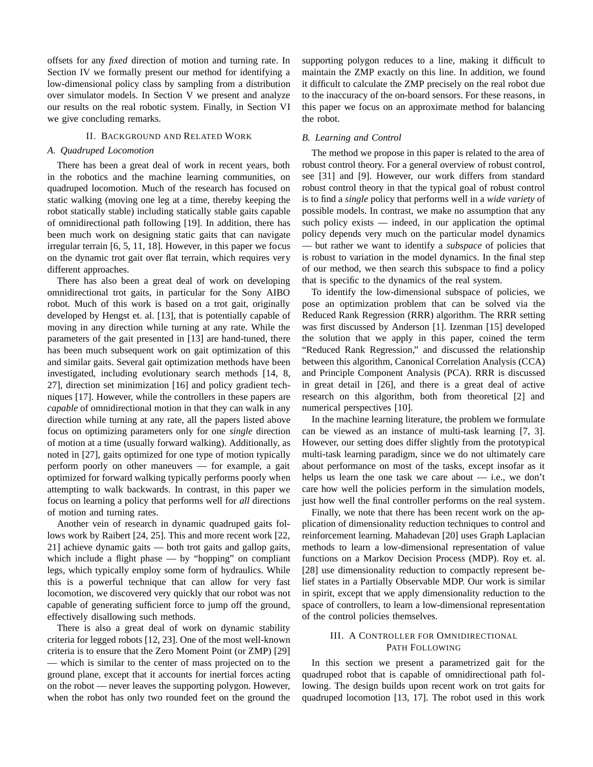offsets for any *fixed* direction of motion and turning rate. In Section IV we formally present our method for identifying a low-dimensional policy class by sampling from a distribution over simulator models. In Section V we present and analyze our results on the real robotic system. Finally, in Section VI we give concluding remarks.

## II. Background and Related Work

### A. Quadruped Locomotion

There has been a great deal of work in recent years, both in the robotics and the machine learning communities, on quadruped locomotion. Much of the research has focused on static walking (moving one leg at a time, thereby keeping the robot statically stable) including statically stable gaits capable of omnidirectional path following [19]. In addition, there has been much work on designing static gaits that can navigate irregular terrain [6, 5, 11, 18]. However, in this paper we focus on the dynamic trot gait over flat terrain, which requires very different approaches.

There has also been a great deal of work on developing omnidirectional trot gaits, in particular for the Sony AIBO robot. Much of this work is based on a trot gait, originally developed by Hengst et. al. [13], that is potentially capable of moving in any direction while turning at any rate. While the parameters of the gait presented in [13] are hand-tuned, there has been much subsequent work on gait optimization of this and similar gaits. Several gait optimization methods have been investigated, including evolutionary search methods [14, 8, 27], direction set minimization [16] and policy gradient techniques [17]. However, while the controllers in these papers are *capable* of omnidirectional motion in that they can walk in any direction while turning at any rate, all the papers listed above focus on optimizing parameters only for one *single* direction of motion at a time (usually forward walking). Additionally, as noted in [27], gaits optimized for one type of motion typically perform poorly on other maneuvers — for example, a gait optimized for forward walking typically performs poorly when attempting to walk backwards. In contrast, in this paper we focus on learning a policy that performs well for *all* directions of motion and turning rates.

Another vein of research in dynamic quadruped gaits follows work by Raibert [24, 25]. This and more recent work [22, 21] achieve dynamic gaits — both trot gaits and gallop gaits, which include a flight phase — by "hopping" on compliant legs, which typically employ some form of hydraulics. While this is a powerful technique that can allow for very fast locomotion, we discovered very quickly that our robot was not capable of generating sufficient force to jump off the ground, effectively disallowing such methods.

There is also a great deal of work on dynamic stability criteria for legged robots [12, 23]. One of the most well-known criteria is to ensure that the Zero Moment Point (or ZMP) [29] — which is similar to the center of mass projected on to the ground plane, except that it accounts for inertial forces acting on the robot — never leaves the supporting polygon. However, when the robot has only two rounded feet on the ground the supporting polygon reduces to a line, making it difficult to maintain the ZMP exactly on this line. In addition, we found it difficult to calculate the ZMP precisely on the real robot due to the inaccuracy of the on-board sensors. For these reasons, in this paper we focus on an approximate method for balancing the robot.

### B. Learning and Control

The method we propose in this paper is related to the area of robust control theory. For a general overview of robust control, see [31] and [9]. However, our work differs from standard robust control theory in that the typical goal of robust control is to find a *single* policy that performs well in a *wide variety* of possible models. In contrast, we make no assumption that any such policy exists — indeed, in our application the optimal policy depends very much on the particular model dynamics — but rather we want to identify a *subspace* of policies that is robust to variation in the model dynamics. In the final step of our method, we then search this subspace to find a policy that is specific to the dynamics of the real system.

To identify the low-dimensional subspace of policies, we pose an optimization problem that can be solved via the Reduced Rank Regression (RRR) algorithm. The RRR setting was first discussed by Anderson [1]. Izenman [15] developed the solution that we apply in this paper, coined the term "Reduced Rank Regression," and discussed the relationship between this algorithm, Canonical Correlation Analysis (CCA) and Principle Component Analysis (PCA). RRR is discussed in great detail in [26], and there is a great deal of active research on this algorithm, both from theoretical [2] and numerical perspectives [10].

In the machine learning literature, the problem we formulate can be viewed as an instance of multi-task learning [7, 3]. However, our setting does differ slightly from the prototypical multi-task learning paradigm, since we do not ultimately care about performance on most of the tasks, except insofar as it helps us learn the one task we care about — i.e., we don't care how well the policies perform in the simulation models, just how well the final controller performs on the real system.

Finally, we note that there has been recent work on the application of dimensionality reduction techniques to control and reinforcement learning. Mahadevan [20] uses Graph Laplacian methods to learn a low-dimensional representation of value functions on a Markov Decision Process (MDP). Roy et. al. [28] use dimensionality reduction to compactly represent belief states in a Partially Observable MDP. Our work is similar in spirit, except that we apply dimensionality reduction to the space of controllers, to learn a low-dimensional representation of the control policies themselves.

## III. A Controller for Omnidirectional Path Following

In this section we present a parametrized gait for the quadruped robot that is capable of omnidirectional path following. The design builds upon recent work on trot gaits for quadruped locomotion [13, 17]. The robot used in this work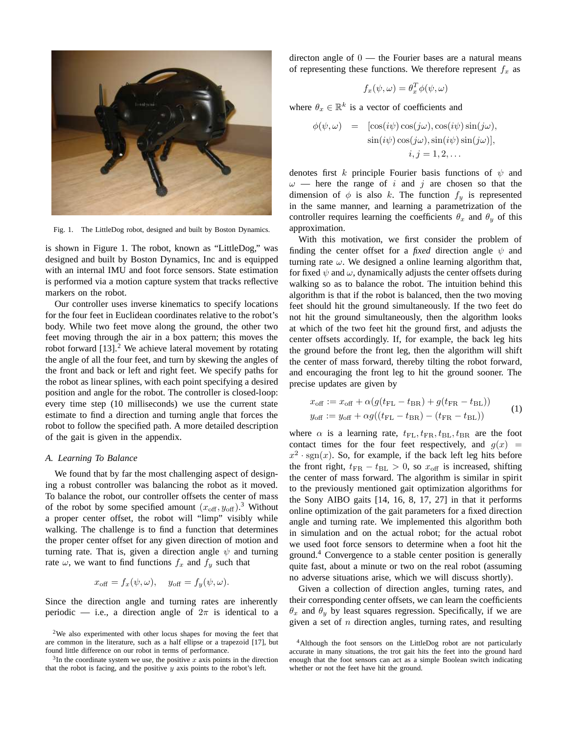Fig. 1. The LittleDog robot, designed and built by Boston Dynamics.

is shown in Figure 1. The robot, known as "LittleDog," was designed and built by Boston Dynamics, Inc and is equipped with an internal IMU and foot force sensors. State estimation is performed via a motion capture system that tracks reflective markers on the robot.

Our controller uses inverse kinematics to specify locations for the four feet in Euclidean coordinates relative to the robot's body. While two feet move along the ground, the other two feet moving through the air in a box pattern; this moves the robot forward [13].[2] We achieve lateral movement by rotating the angle of all the four feet, and turn by skewing the angles of the front and back or left and right feet. We specify paths for the robot as linear splines, with each point specifying a desired position and angle for the robot. The controller is closed-loop: every time step (10 milliseconds) we use the current state estimate to find a direction and turning angle that forces the robot to follow the specified path. A more detailed description of the gait is given in the appendix.

### A. Learning To Balance

We found that by far the most challenging aspect of designing a robust controller was balancing the robot as it moved. To balance the robot, our controller offsets the center of mass of the robot by some specified amount $(x_{\text{off}}, y_{\text{off}})$.[3] Without a proper center offset, the robot will "limp" visibly while walking. The challenge is to find a function that determines the proper center offset for any given direction of motion and turning rate. That is, given a direction angle $\psi$ and turning rate $\omega$, we want to find functions $f_x$ and $f_y$ such that

$$x_{\text{off}} = f_x(\psi, \omega), \quad y_{\text{off}} = f_y(\psi, \omega).$$

Since the direction angle and turning rates are inherently periodic — i.e., a direction angle of $2\pi$ is identical to a directon angle of $0$ — the Fourier bases are a natural means of representing these functions. We therefore represent $f_x$ as

$$f_x(\psi, \omega) = \theta_x^T \phi(\psi, \omega)$$

where $\theta_x \in \mathbb{R}^k$ is a vector of coefficients and

$$\begin{aligned}\phi(\psi, \omega) \;\; = \;\; & [\cos(i\psi)\cos(j\omega), \cos(i\psi)\sin(j\omega), \\ & \sin(i\psi)\cos(j\omega), \sin(i\psi)\sin(j\omega)], \\ & i, j = 1, 2, \ldots\end{aligned}$$

denotes first $k$ principle Fourier basis functions of $\psi$ and $\omega$ — here the range of $i$ and $j$ are chosen so that the dimension of $\phi$ is also $k$. The function $f_y$ is represented in the same manner, and learning a parametrization of the controller requires learning the coefficients $\theta_x$ and $\theta_y$ of this approximation.

With this motivation, we first consider the problem of finding the center offset for a *fixed* direction angle $\psi$ and turning rate $\omega$. We designed a online learning algorithm that, for fixed $\psi$ and $\omega$, dynamically adjusts the center offsets during walking so as to balance the robot. The intuition behind this algorithm is that if the robot is balanced, then the two moving feet should hit the ground simultaneously. If the two feet do not hit the ground simultaneously, then the algorithm looks at which of the two feet hit the ground first, and adjusts the center offsets accordingly. If, for example, the back leg hits the ground before the front leg, then the algorithm will shift the center of mass forward, thereby tilting the robot forward, and encouraging the front leg to hit the ground sooner. The precise updates are given by

$$\begin{aligned} x_{\text{off}} &:= x_{\text{off}} + \alpha(g(t_{\text{FL}} - t_{\text{BR}}) + g(t_{\text{FR}} - t_{\text{BL}})) \\ y_{\text{off}} &:= y_{\text{off}} + \alpha g((t_{\text{FL}} - t_{\text{BR}}) - (t_{\text{FR}} - t_{\text{BL}})) \end{aligned} \tag{1}$$

where $\alpha$ is a learning rate, $t_{\text{FL}}, t_{\text{FR}}, t_{\text{BL}}, t_{\text{BR}}$ are the foot contact times for the four feet respectively, and $g(x) = x^2 \cdot \text{sgn}(x)$. So, for example, if the back left leg hits before the front right, $t_{\text{FR}} - t_{\text{BL}} > 0$, so $x_{\text{off}}$ is increased, shifting the center of mass forward. The algorithm is similar in spirit to the previously mentioned gait optimization algorithms for the Sony AIBO gaits [14, 16, 8, 17, 27] in that it performs online optimization of the gait parameters for a fixed direction angle and turning rate. We implemented this algorithm both in simulation and on the actual robot; for the actual robot we used foot force sensors to determine when a foot hit the ground.[4] Convergence to a stable center position is generally quite fast, about a minute or two on the real robot (assuming no adverse situations arise, which we will discuss shortly).

Given a collection of direction angles, turning rates, and their corresponding center offsets, we can learn the coefficients $\theta_x$ and $\theta_y$ by least squares regression. Specifically, if we are given a set of $n$ direction angles, turning rates, and resulting

[2] We also experimented with other locus shapes for moving the feet that are common in the literature, such as a half ellipse or a trapezoid [17], but found little difference on our robot in terms of performance.

[3] In the coordinate system we use, the positive $x$ axis points in the direction that the robot is facing, and the positive $y$ axis points to the robot's left.

[4] Although the foot sensors on the LittleDog robot are not particularly accurate in many situations, the trot gait hits the feet into the ground hard enough that the foot sensors can act as a simple Boolean switch indicating whether or not the feet have hit the ground.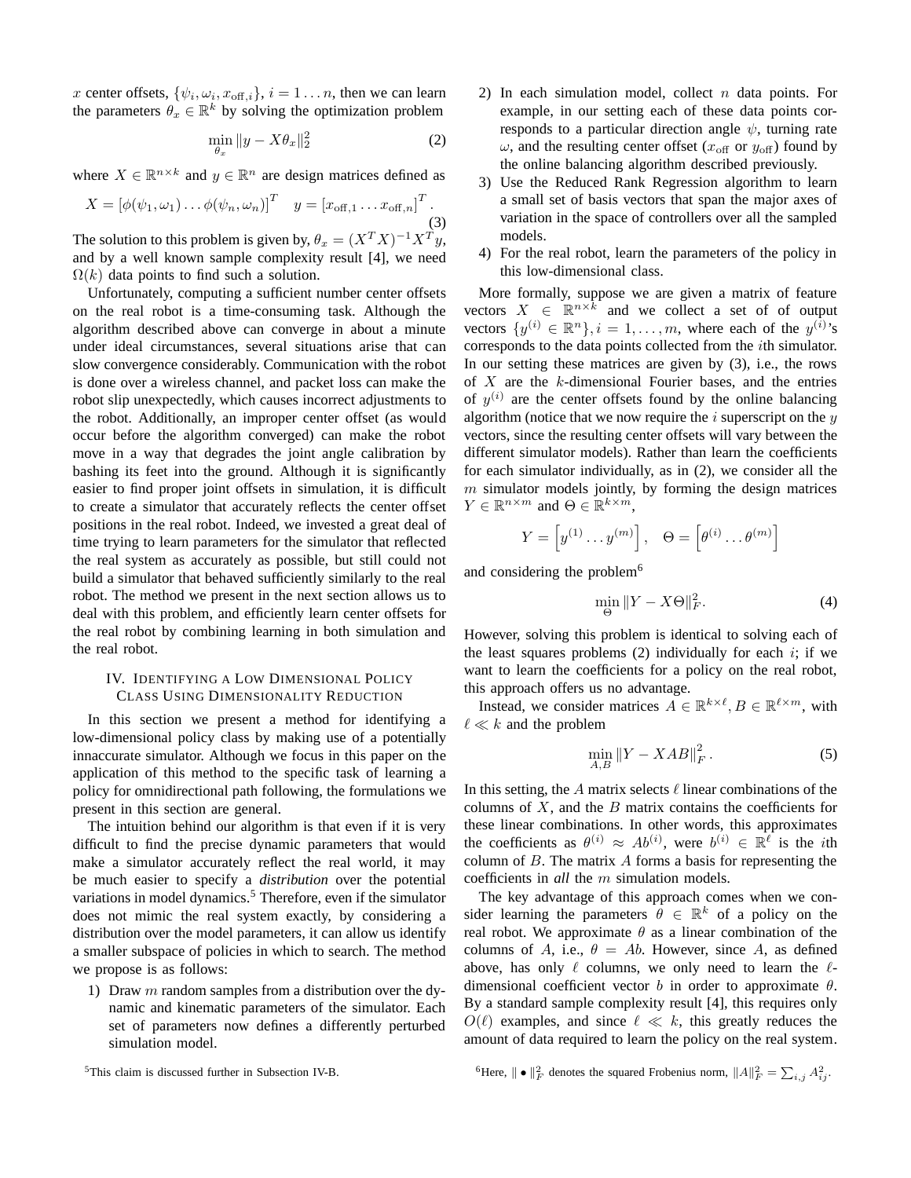$x$ center offsets, $\{\psi_i, \omega_i, x_{\mathrm{off},i}\}$, $i = 1 \ldots n$, then we can learn the parameters $\theta_x \in \mathbb{R}^k$ by solving the optimization problem

$$\min_{\theta_x} \|y - X\theta_x\|_2^2 \tag{2}$$

where $X \in \mathbb{R}^{n\times k}$ and $y \in \mathbb{R}^n$ are design matrices defined as

$$X = [\phi(\psi_1, \omega_1) \ldots \phi(\psi_n, \omega_n)]^T \quad y = [x_{\mathrm{off},1} \ldots x_{\mathrm{off},n}]^T. \tag{3}$$

The solution to this problem is given by, $\theta_x = (X^TX)^{-1}X^Ty$, and by a well known sample complexity result [4], we need $\Omega(k)$ data points to find such a solution.

Unfortunately, computing a sufficient number center offsets on the real robot is a time-consuming task. Although the algorithm described above can converge in about a minute under ideal circumstances, several situations arise that can slow convergence considerably. Communication with the robot is done over a wireless channel, and packet loss can make the robot slip unexpectedly, which causes incorrect adjustments to the robot. Additionally, an improper center offset (as would occur before the algorithm converged) can make the robot move in a way that degrades the joint angle calibration by bashing its feet into the ground. Although it is significantly easier to find proper joint offsets in simulation, it is difficult to create a simulator that accurately reflects the center offset positions in the real robot. Indeed, we invested a great deal of time trying to learn parameters for the simulator that reflected the real system as accurately as possible, but still could not build a simulator that behaved sufficiently similarly to the real robot. The method we present in the next section allows us to deal with this problem, and efficiently learn center offsets for the real robot by combining learning in both simulation and the real robot.

## IV. Identifying a Low Dimensional Policy Class Using Dimensionality Reduction

In this section we present a method for identifying a low-dimensional policy class by making use of a potentially innaccurate simulator. Although we focus in this paper on the application of this method to the specific task of learning a policy for omnidirectional path following, the formulations we present in this section are general.

The intuition behind our algorithm is that even if it is very difficult to find the precise dynamic parameters that would make a simulator accurately reflect the real world, it may be much easier to specify a *distribution* over the potential variations in model dynamics.[5] Therefore, even if the simulator does not mimic the real system exactly, by considering a distribution over the model parameters, it can allow us identify a smaller subspace of policies in which to search. The method we propose is as follows:

1) Draw $m$ random samples from a distribution over the dynamic and kinematic parameters of the simulator. Each set of parameters now defines a differently perturbed simulation model.
2) In each simulation model, collect $n$ data points. For example, in our setting each of these data points corresponds to a particular direction angle $\psi$, turning rate $\omega$, and the resulting center offset ($x_{\mathrm{off}}$ or $y_{\mathrm{off}}$) found by the online balancing algorithm described previously.
3) Use the Reduced Rank Regression algorithm to learn a small set of basis vectors that span the major axes of variation in the space of controllers over all the sampled models.
4) For the real robot, learn the parameters of the policy in this low-dimensional class.

More formally, suppose we are given a matrix of feature vectors $X \in \mathbb{R}^{n\times k}$ and we collect a set of of output vectors $\{y^{(i)} \in \mathbb{R}^n\}, i = 1, \ldots, m$, where each of the $y^{(i)}$'s corresponds to the data points collected from the $i$th simulator. In our setting these matrices are given by (3), i.e., the rows of $X$ are the $k$-dimensional Fourier bases, and the entries of $y^{(i)}$ are the center offsets found by the online balancing algorithm (notice that we now require the $i$ superscript on the $y$ vectors, since the resulting center offsets will vary between the different simulator models). Rather than learn the coefficients for each simulator individually, as in (2), we consider all the $m$ simulator models jointly, by forming the design matrices $Y \in \mathbb{R}^{n\times m}$ and $\Theta \in \mathbb{R}^{k\times m}$,

$$Y = \left[y^{(1)} \ldots y^{(m)}\right], \quad \Theta = \left[\theta^{(i)} \ldots \theta^{(m)}\right]$$

and considering the problem[6]

$$\min_{\Theta} \|Y - X\Theta\|_F^2. \tag{4}$$

However, solving this problem is identical to solving each of the least squares problems (2) individually for each $i$; if we want to learn the coefficients for a policy on the real robot, this approach offers us no advantage.

Instead, we consider matrices $A \in \mathbb{R}^{k\times \ell}, B \in \mathbb{R}^{\ell\times m}$, with $\ell \ll k$ and the problem

$$\min_{A,B} \|Y - XAB\|_F^2. \tag{5}$$

In this setting, the $A$ matrix selects $\ell$ linear combinations of the columns of $X$, and the $B$ matrix contains the coefficients for these linear combinations. In other words, this approximates the coefficients as $\theta^{(i)} \approx Ab^{(i)}$, were $b^{(i)} \in \mathbb{R}^{\ell}$ is the $i$th column of $B$. The matrix $A$ forms a basis for representing the coefficients in *all* the $m$ simulation models.

The key advantage of this approach comes when we consider learning the parameters $\theta \in \mathbb{R}^k$ of a policy on the real robot. We approximate $\theta$ as a linear combination of the columns of $A$, i.e., $\theta = Ab$. However, since $A$, as defined above, has only $\ell$ columns, we only need to learn the $\ell$-dimensional coefficient vector $b$ in order to approximate $\theta$. By a standard sample complexity result [4], this requires only $O(\ell)$ examples, and since $\ell \ll k$, this greatly reduces the amount of data required to learn the policy on the real system.

[5]This claim is discussed further in Subsection IV-B.

[6]Here, $\|\bullet\|_F^2$ denotes the squared Frobenius norm, $\|A\|_F^2 = \sum_{i,j} A_{ij}^2$.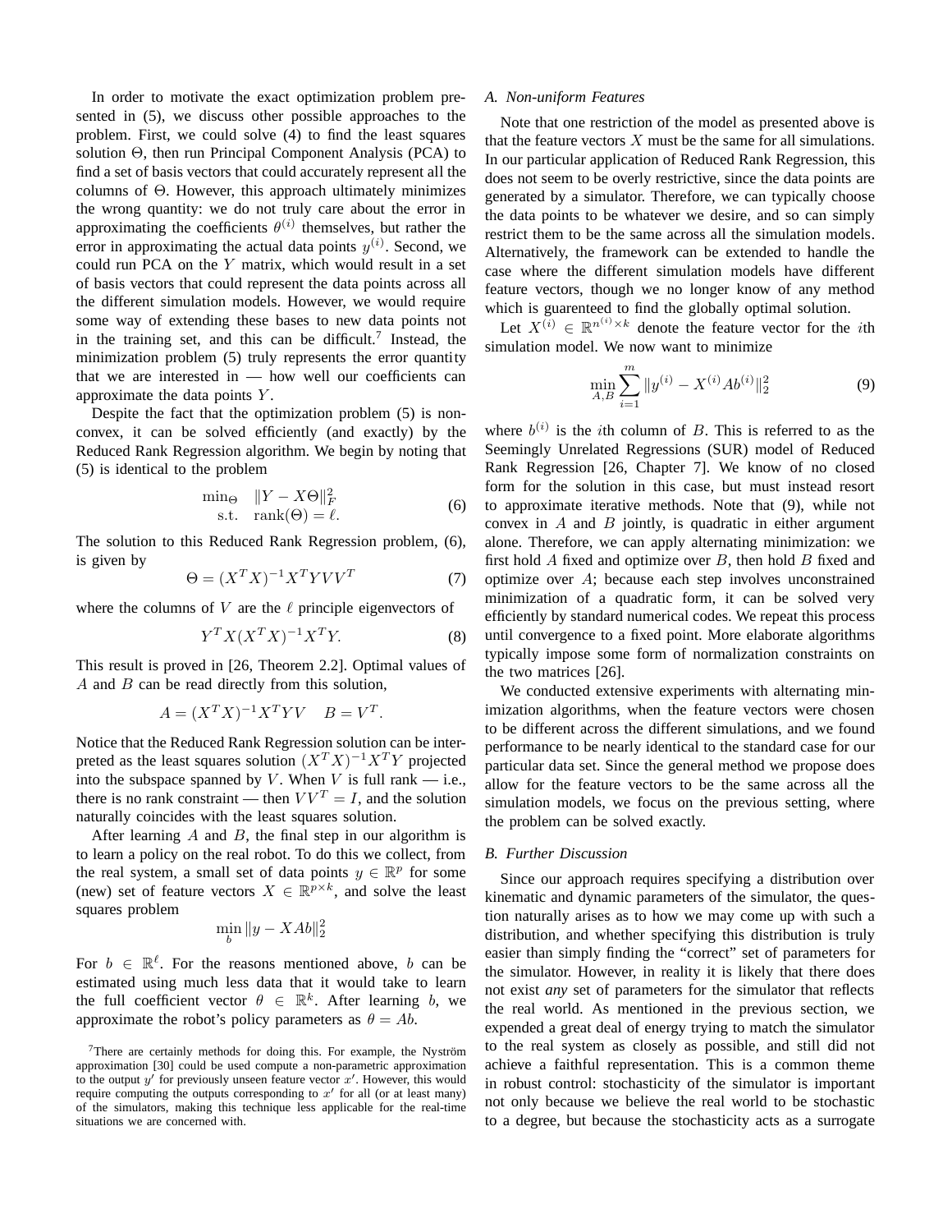In order to motivate the exact optimization problem presented in (5), we discuss other possible approaches to the problem. First, we could solve (4) to find the least squares solution $\Theta$, then run Principal Component Analysis (PCA) to find a set of basis vectors that could accurately represent all the columns of $\Theta$. However, this approach ultimately minimizes the wrong quantity: we do not truly care about the error in approximating the coefficients $\theta^{(i)}$ themselves, but rather the error in approximating the actual data points $y^{(i)}$. Second, we could run PCA on the $Y$ matrix, which would result in a set of basis vectors that could represent the data points across all the different simulation models. However, we would require some way of extending these bases to new data points not in the training set, and this can be difficult.[7] Instead, the minimization problem (5) truly represents the error quantity that we are interested in — how well our coefficients can approximate the data points $Y$.

Despite the fact that the optimization problem (5) is non-convex, it can be solved efficiently (and exactly) by the Reduced Rank Regression algorithm. We begin by noting that (5) is identical to the problem

$$\begin{array}{ll} \min_{\Theta} & \|Y - X\Theta\|_F^2 \\ \text{s.t.} & \text{rank}(\Theta) = \ell. \end{array} \tag{6}$$

The solution to this Reduced Rank Regression problem, (6), is given by

$$\Theta = (X^T X)^{-1} X^T Y V V^T \tag{7}$$

where the columns of $V$ are the $\ell$ principle eigenvectors of

$$Y^T X (X^T X)^{-1} X^T Y. \tag{8}$$

This result is proved in [26, Theorem 2.2]. Optimal values of $A$ and $B$ can be read directly from this solution,

$$A = (X^T X)^{-1} X^T Y V \quad B = V^T.$$

Notice that the Reduced Rank Regression solution can be interpreted as the least squares solution $(X^T X)^{-1} X^T Y$ projected into the subspace spanned by $V$. When $V$ is full rank — i.e., there is no rank constraint — then $VV^T = I$, and the solution naturally coincides with the least squares solution.

After learning $A$ and $B$, the final step in our algorithm is to learn a policy on the real robot. To do this we collect, from the real system, a small set of data points $y \in \mathbb{R}^p$ for some (new) set of feature vectors $X \in \mathbb{R}^{p \times k}$, and solve the least squares problem

$$\min_b \|y - XAb\|_2^2$$

For $b \in \mathbb{R}^\ell$. For the reasons mentioned above, $b$ can be estimated using much less data that it would take to learn the full coefficient vector $\theta \in \mathbb{R}^k$. After learning $b$, we approximate the robot's policy parameters as $\theta = Ab$.

[7] There are certainly methods for doing this. For example, the Nyström approximation [30] could be used compute a non-parametric approximation to the output $y'$ for previously unseen feature vector $x'$. However, this would require computing the outputs corresponding to $x'$ for all (or at least many) of the simulators, making this technique less applicable for the real-time situations we are concerned with.

### A. Non-uniform Features

Note that one restriction of the model as presented above is that the feature vectors $X$ must be the same for all simulations. In our particular application of Reduced Rank Regression, this does not seem to be overly restrictive, since the data points are generated by a simulator. Therefore, we can typically choose the data points to be whatever we desire, and so can simply restrict them to be the same across all the simulation models. Alternatively, the framework can be extended to handle the case where the different simulation models have different feature vectors, though we no longer know of any method which is guarenteed to find the globally optimal solution.

Let $X^{(i)} \in \mathbb{R}^{n^{(i)} \times k}$ denote the feature vector for the $i$th simulation model. We now want to minimize

$$\min_{A,B} \sum_{i=1}^{m} \|y^{(i)} - X^{(i)} A b^{(i)}\|_2^2 \tag{9}$$

where $b^{(i)}$ is the $i$th column of $B$. This is referred to as the Seemingly Unrelated Regressions (SUR) model of Reduced Rank Regression [26, Chapter 7]. We know of no closed form for the solution in this case, but must instead resort to approximate iterative methods. Note that (9), while not convex in $A$ and $B$ jointly, is quadratic in either argument alone. Therefore, we can apply alternating minimization: we first hold $A$ fixed and optimize over $B$, then hold $B$ fixed and optimize over $A$; because each step involves unconstrained minimization of a quadratic form, it can be solved very efficiently by standard numerical codes. We repeat this process until convergence to a fixed point. More elaborate algorithms typically impose some form of normalization constraints on the two matrices [26].

We conducted extensive experiments with alternating minimization algorithms, when the feature vectors were chosen to be different across the different simulations, and we found performance to be nearly identical to the standard case for our particular data set. Since the general method we propose does allow for the feature vectors to be the same across all the simulation models, we focus on the previous setting, where the problem can be solved exactly.

### B. Further Discussion

Since our approach requires specifying a distribution over kinematic and dynamic parameters of the simulator, the question naturally arises as to how we may come up with such a distribution, and whether specifying this distribution is truly easier than simply finding the "correct" set of parameters for the simulator. However, in reality it is likely that there does not exist *any* set of parameters for the simulator that reflects the real world. As mentioned in the previous section, we expended a great deal of energy trying to match the simulator to the real system as closely as possible, and still did not achieve a faithful representation. This is a common theme in robust control: stochasticity of the simulator is important not only because we believe the real world to be stochastic to a degree, but because the stochasticity acts as a surrogate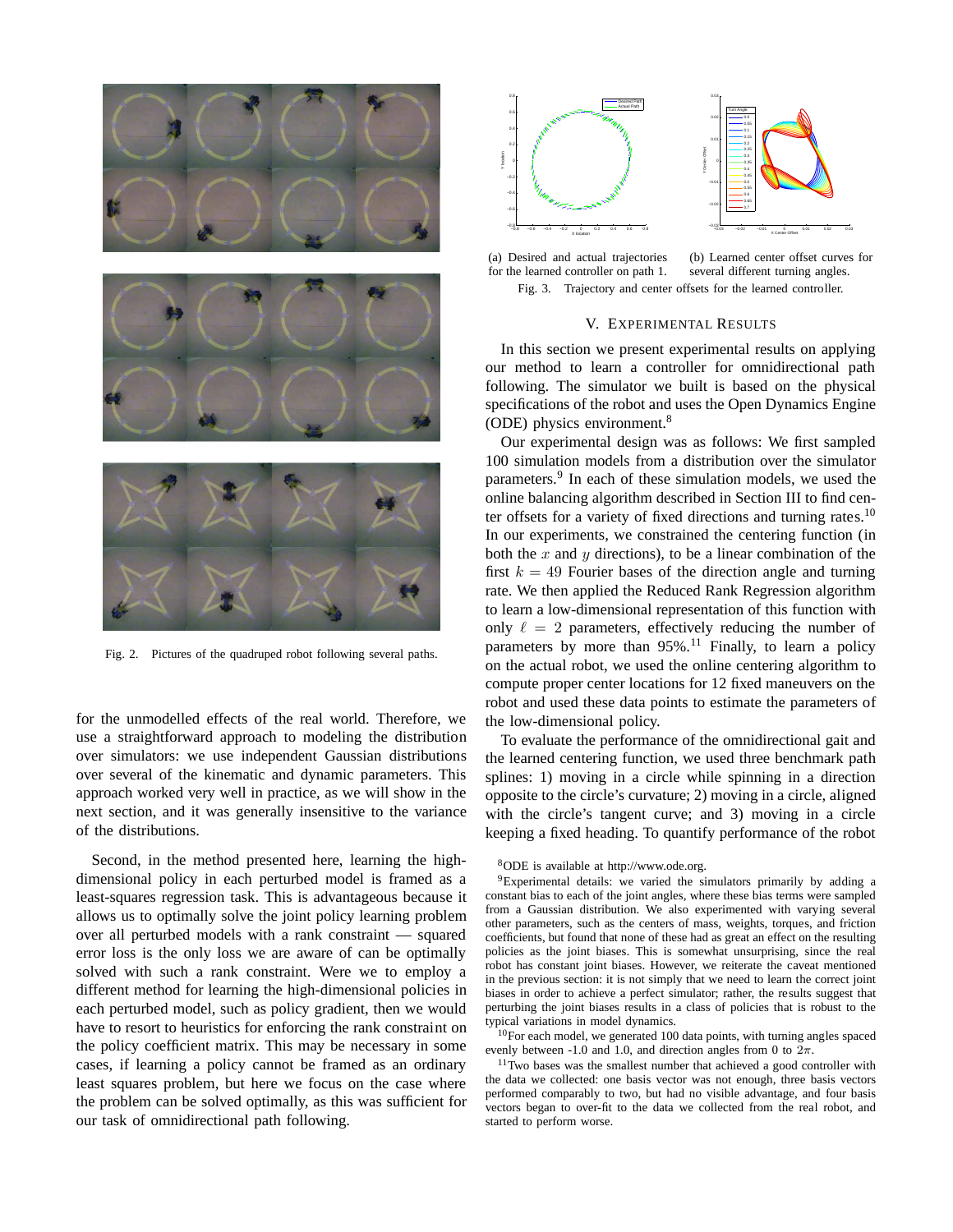Fig. 2. Pictures of the quadruped robot following several paths.

for the unmodelled effects of the real world. Therefore, we use a straightforward approach to modeling the distribution over simulators: we use independent Gaussian distributions over several of the kinematic and dynamic parameters. This approach worked very well in practice, as we will show in the next section, and it was generally insensitive to the variance of the distributions.

Second, in the method presented here, learning the high-dimensional policy in each perturbed model is framed as a least-squares regression task. This is advantageous because it allows us to optimally solve the joint policy learning problem over all perturbed models with a rank constraint — squared error loss is the only loss we are aware of can be optimally solved with such a rank constraint. Were we to employ a different method for learning the high-dimensional policies in each perturbed model, such as policy gradient, then we would have to resort to heuristics for enforcing the rank constraint on the policy coefficient matrix. This may be necessary in some cases, if learning a policy cannot be framed as an ordinary least squares problem, but here we focus on the case where the problem can be solved optimally, as this was sufficient for our task of omnidirectional path following.

(a) Desired and actual trajectories for the learned controller on path 1.

(b) Learned center offset curves for several different turning angles.

Fig. 3. Trajectory and center offsets for the learned controller.

## V. Experimental Results

In this section we present experimental results on applying our method to learn a controller for omnidirectional path following. The simulator we built is based on the physical specifications of the robot and uses the Open Dynamics Engine (ODE) physics environment.[8]

Our experimental design was as follows: We first sampled 100 simulation models from a distribution over the simulator parameters.[9] In each of these simulation models, we used the online balancing algorithm described in Section III to find center offsets for a variety of fixed directions and turning rates.[10] In our experiments, we constrained the centering function (in both the $x$ and $y$ directions), to be a linear combination of the first $k = 49$ Fourier bases of the direction angle and turning rate. We then applied the Reduced Rank Regression algorithm to learn a low-dimensional representation of this function with only $\ell = 2$ parameters, effectively reducing the number of parameters by more than 95%.[11] Finally, to learn a policy on the actual robot, we used the online centering algorithm to compute proper center locations for 12 fixed maneuvers on the robot and used these data points to estimate the parameters of the low-dimensional policy.

To evaluate the performance of the omnidirectional gait and the learned centering function, we used three benchmark path splines: 1) moving in a circle while spinning in a direction opposite to the circle's curvature; 2) moving in a circle, aligned with the circle's tangent curve; and 3) moving in a circle keeping a fixed heading. To quantify performance of the robot

[8] ODE is available at http://www.ode.org.

[9] Experimental details: we varied the simulators primarily by adding a constant bias to each of the joint angles, where these bias terms were sampled from a Gaussian distribution. We also experimented with varying several other parameters, such as the centers of mass, weights, torques, and friction coefficients, but found that none of these had as great an effect on the resulting policies as the joint biases. This is somewhat unsurprising, since the real robot has constant joint biases. However, we reiterate the caveat mentioned in the previous section: it is not simply that we need to learn the correct joint biases in order to achieve a perfect simulator; rather, the results suggest that perturbing the joint biases results in a class of policies that is robust to the typical variations in model dynamics.

[10] For each model, we generated 100 data points, with turning angles spaced evenly between -1.0 and 1.0, and direction angles from 0 to $2\pi$.

[11] Two bases was the smallest number that achieved a good controller with the data we collected: one basis vector was not enough, three basis vectors performed comparably to two, but had no visible advantage, and four basis vectors began to over-fit to the data we collected from the real robot, and started to perform worse.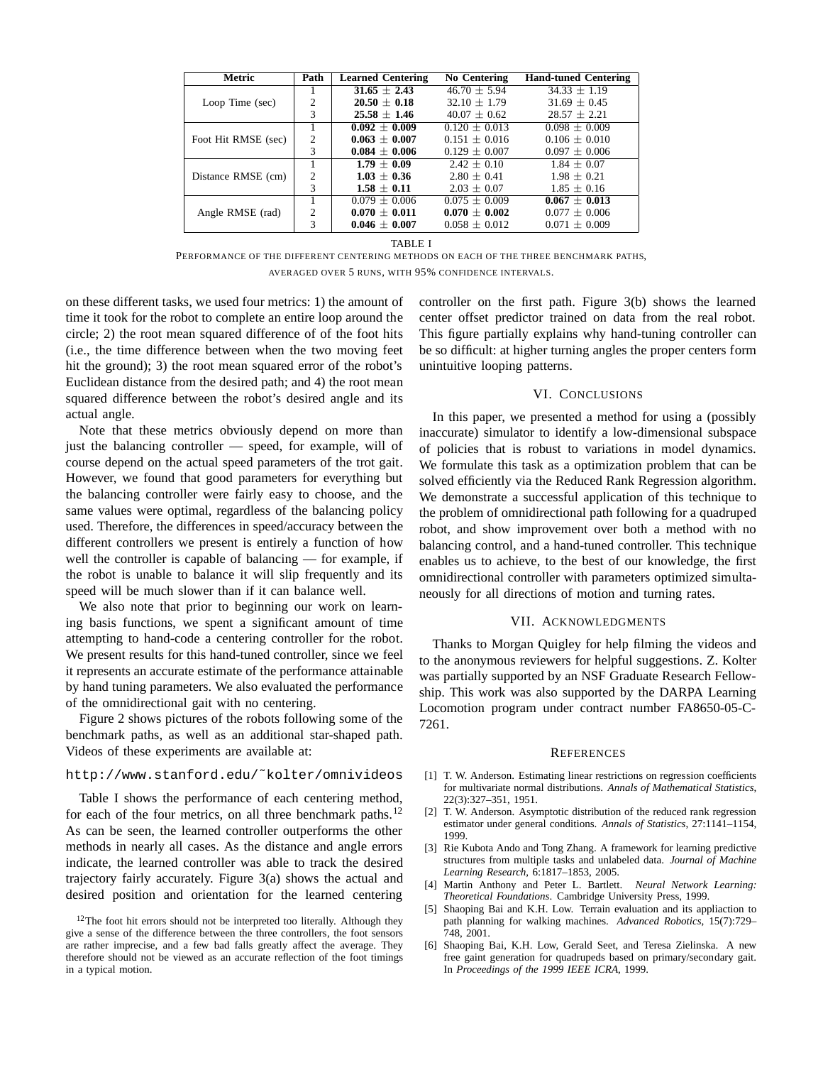| Metric | Path | Learned Centering | No Centering | Hand-tuned Centering |
|---|---|---|---|---|
| Loop Time (sec) | 1 | **31.65 ± 2.43** | 46.70 ± 5.94 | 34.33 ± 1.19 |
| | 2 | **20.50 ± 0.18** | 32.10 ± 1.79 | 31.69 ± 0.45 |
| | 3 | **25.58 ± 1.46** | 40.07 ± 0.62 | 28.57 ± 2.21 |
| Foot Hit RMSE (sec) | 1 | **0.092 ± 0.009** | 0.120 ± 0.013 | 0.098 ± 0.009 |
| | 2 | **0.063 ± 0.007** | 0.151 ± 0.016 | 0.106 ± 0.010 |
| | 3 | **0.084 ± 0.006** | 0.129 ± 0.007 | 0.097 ± 0.006 |
| Distance RMSE (cm) | 1 | **1.79 ± 0.09** | 2.42 ± 0.10 | 1.84 ± 0.07 |
| | 2 | **1.03 ± 0.36** | 2.80 ± 0.41 | 1.98 ± 0.21 |
| | 3 | **1.58 ± 0.11** | 2.03 ± 0.07 | 1.85 ± 0.16 |
| Angle RMSE (rad) | 1 | 0.079 ± 0.006 | 0.075 ± 0.009 | **0.067 ± 0.013** |
| | 2 | **0.070 ± 0.011** | **0.070 ± 0.002** | 0.077 ± 0.006 |
| | 3 | **0.046 ± 0.007** | 0.058 ± 0.012 | 0.071 ± 0.009 |

TABLE I

PERFORMANCE OF THE DIFFERENT CENTERING METHODS ON EACH OF THE THREE BENCHMARK PATHS, AVERAGED OVER 5 RUNS, WITH 95% CONFIDENCE INTERVALS.

on these different tasks, we used four metrics: 1) the amount of time it took for the robot to complete an entire loop around the circle; 2) the root mean squared difference of of the foot hits (i.e., the time difference between when the two moving feet hit the ground); 3) the root mean squared error of the robot's Euclidean distance from the desired path; and 4) the root mean squared difference between the robot's desired angle and its actual angle.

Note that these metrics obviously depend on more than just the balancing controller — speed, for example, will of course depend on the actual speed parameters of the trot gait. However, we found that good parameters for everything but the balancing controller were fairly easy to choose, and the same values were optimal, regardless of the balancing policy used. Therefore, the differences in speed/accuracy between the different controllers we present is entirely a function of how well the controller is capable of balancing — for example, if the robot is unable to balance it will slip frequently and its speed will be much slower than if it can balance well.

We also note that prior to beginning our work on learning basis functions, we spent a significant amount of time attempting to hand-code a centering controller for the robot. We present results for this hand-tuned controller, since we feel it represents an accurate estimate of the performance attainable by hand tuning parameters. We also evaluated the performance of the omnidirectional gait with no centering.

Figure 2 shows pictures of the robots following some of the benchmark paths, as well as an additional star-shaped path. Videos of these experiments are available at:

http://www.stanford.edu/~kolter/omnivideos

Table I shows the performance of each centering method, for each of the four metrics, on all three benchmark paths.[12] As can be seen, the learned controller outperforms the other methods in nearly all cases. As the distance and angle errors indicate, the learned controller was able to track the desired trajectory fairly accurately. Figure 3(a) shows the actual and desired position and orientation for the learned centering controller on the first path. Figure 3(b) shows the learned center offset predictor trained on data from the real robot. This figure partially explains why hand-tuning controller can be so difficult: at higher turning angles the proper centers form unintuitive looping patterns.

[12] The foot hit errors should not be interpreted too literally. Although they give a sense of the difference between the three controllers, the foot sensors are rather imprecise, and a few bad falls greatly affect the average. They therefore should not be viewed as an accurate reflection of the foot timings in a typical motion.

## VI. CONCLUSIONS

In this paper, we presented a method for using a (possibly inaccurate) simulator to identify a low-dimensional subspace of policies that is robust to variations in model dynamics. We formulate this task as a optimization problem that can be solved efficiently via the Reduced Rank Regression algorithm. We demonstrate a successful application of this technique to the problem of omnidirectional path following for a quadruped robot, and show improvement over both a method with no balancing control, and a hand-tuned controller. This technique enables us to achieve, to the best of our knowledge, the first omnidirectional controller with parameters optimized simultaneously for all directions of motion and turning rates.

## VII. ACKNOWLEDGMENTS

Thanks to Morgan Quigley for help filming the videos and to the anonymous reviewers for helpful suggestions. Z. Kolter was partially supported by an NSF Graduate Research Fellowship. This work was also supported by the DARPA Learning Locomotion program under contract number FA8650-05-C-7261.

## REFERENCES

[1] T. W. Anderson. Estimating linear restrictions on regression coefficients for multivariate normal distributions. *Annals of Mathematical Statistics*, 22(3):327–351, 1951.

[2] T. W. Anderson. Asymptotic distribution of the reduced rank regression estimator under general conditions. *Annals of Statistics*, 27:1141–1154, 1999.

[3] Rie Kubota Ando and Tong Zhang. A framework for learning predictive structures from multiple tasks and unlabeled data. *Journal of Machine Learning Research*, 6:1817–1853, 2005.

[4] Martin Anthony and Peter L. Bartlett. *Neural Network Learning: Theoretical Foundations*. Cambridge University Press, 1999.

[5] Shaoping Bai and K.H. Low. Terrain evaluation and its appliaction to path planning for walking machines. *Advanced Robotics*, 15(7):729–748, 2001.

[6] Shaoping Bai, K.H. Low, Gerald Seet, and Teresa Zielinska. A new free gaint generation for quadrupeds based on primary/secondary gait. In *Proceedings of the 1999 IEEE ICRA*, 1999.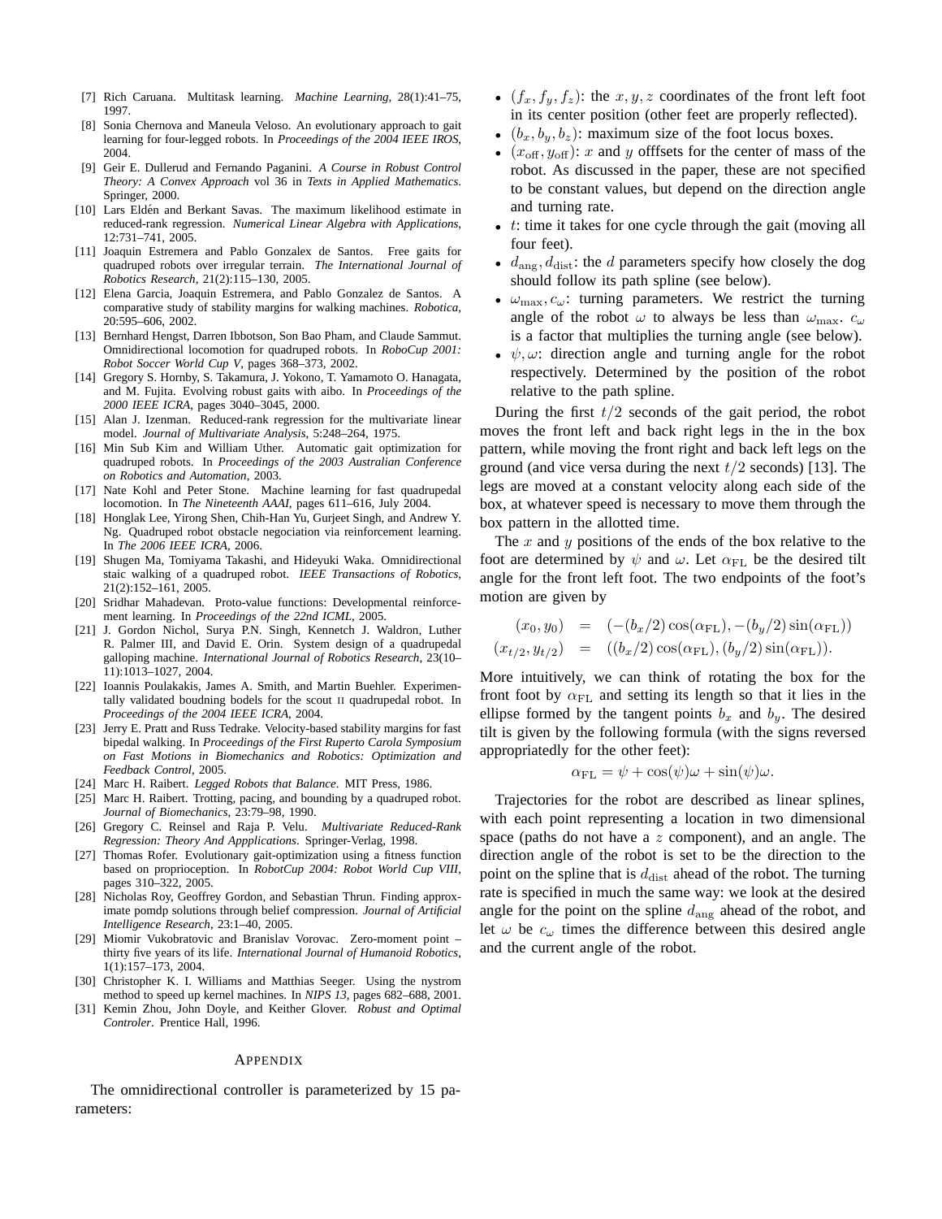[7] Rich Caruana. Multitask learning. *Machine Learning*, 28(1):41–75, 1997.

[8] Sonia Chernova and Maneula Veloso. An evolutionary approach to gait learning for four-legged robots. In *Proceedings of the 2004 IEEE IROS*, 2004.

[9] Geir E. Dullerud and Fernando Paganini. *A Course in Robust Control Theory: A Convex Approach* vol 36 in *Texts in Applied Mathematics*. Springer, 2000.

[10] Lars Eldén and Berkant Savas. The maximum likelihood estimate in reduced-rank regression. *Numerical Linear Algebra with Applications*, 12:731–741, 2005.

[11] Joaquin Estremera and Pablo Gonzalex de Santos. Free gaits for quadruped robots over irregular terrain. *The International Journal of Robotics Research*, 21(2):115–130, 2005.

[12] Elena Garcia, Joaquin Estremera, and Pablo Gonzalez de Santos. A comparative study of stability margins for walking machines. *Robotica*, 20:595–606, 2002.

[13] Bernhard Hengst, Darren Ibbotson, Son Bao Pham, and Claude Sammut. Omnidirectional locomotion for quadruped robots. In *RoboCup 2001: Robot Soccer World Cup V*, pages 368–373, 2002.

[14] Gregory S. Hornby, S. Takamura, J. Yokono, T. Yamamoto O. Hanagata, and M. Fujita. Evolving robust gaits with aibo. In *Proceedings of the 2000 IEEE ICRA*, pages 3040–3045, 2000.

[15] Alan J. Izenman. Reduced-rank regression for the multivariate linear model. *Journal of Multivariate Analysis*, 5:248–264, 1975.

[16] Min Sub Kim and William Uther. Automatic gait optimization for quadruped robots. In *Proceedings of the 2003 Australian Conference on Robotics and Automation*, 2003.

[17] Nate Kohl and Peter Stone. Machine learning for fast quadrupedal locomotion. In *The Nineteenth AAAI*, pages 611–616, July 2004.

[18] Honglak Lee, Yirong Shen, Chih-Han Yu, Gurjeet Singh, and Andrew Y. Ng. Quadruped robot obstacle negociation via reinforcement learning. In *The 2006 IEEE ICRA*, 2006.

[19] Shugen Ma, Tomiyama Takashi, and Hideyuki Waka. Omnidirectional staic walking of a quadruped robot. *IEEE Transactions of Robotics*, 21(2):152–161, 2005.

[20] Sridhar Mahadevan. Proto-value functions: Developmental reinforcement learning. In *Proceedings of the 22nd ICML*, 2005.

[21] J. Gordon Nichol, Surya P.N. Singh, Kennetch J. Waldron, Luther R. Palmer III, and David E. Orin. System design of a quadrupedal galloping machine. *International Journal of Robotics Research*, 23(10–11):1013–1027, 2004.

[22] Ioannis Poulakakis, James A. Smith, and Martin Buehler. Experimentally validated boudning bodels for the scout II quadrupedal robot. In *Proceedings of the 2004 IEEE ICRA*, 2004.

[23] Jerry E. Pratt and Russ Tedrake. Velocity-based stability margins for fast bipedal walking. In *Proceedings of the First Ruperto Carola Symposium on Fast Motions in Biomechanics and Robotics: Optimization and Feedback Control*, 2005.

[24] Marc H. Raibert. *Legged Robots that Balance*. MIT Press, 1986.

[25] Marc H. Raibert. Trotting, pacing, and bounding by a quadruped robot. *Journal of Biomechanics*, 23:79–98, 1990.

[26] Gregory C. Reinsel and Raja P. Velu. *Multivariate Reduced-Rank Regression: Theory And Appplications*. Springer-Verlag, 1998.

[27] Thomas Rofer. Evolutionary gait-optimization using a fitness function based on proprioception. In *RobotCup 2004: Robot World Cup VIII*, pages 310–322, 2005.

[28] Nicholas Roy, Geoffrey Gordon, and Sebastian Thrun. Finding approximate pomdp solutions through belief compression. *Journal of Artificial Intelligence Research*, 23:1–40, 2005.

[29] Miomir Vukobratovic and Branislav Vorovac. Zero-moment point – thirty five years of its life. *International Journal of Humanoid Robotics*, 1(1):157–173, 2004.

[30] Christopher K. I. Williams and Matthias Seeger. Using the nystrom method to speed up kernel machines. In *NIPS 13*, pages 682–688, 2001.

[31] Kemin Zhou, John Doyle, and Keither Glover. *Robust and Optimal Controler*. Prentice Hall, 1996.

## Appendix

The omnidirectional controller is parameterized by 15 parameters:

- $(f_x, f_y, f_z)$: the $x, y, z$ coordinates of the front left foot in its center position (other feet are properly reflected).
- $(b_x, b_y, b_z)$: maximum size of the foot locus boxes.
- $(x_{\text{off}}, y_{\text{off}})$: $x$ and $y$ offfsets for the center of mass of the robot. As discussed in the paper, these are not specified to be constant values, but depend on the direction angle and turning rate.
- $t$: time it takes for one cycle through the gait (moving all four feet).
- $d_{\text{ang}}, d_{\text{dist}}$: the $d$ parameters specify how closely the dog should follow its path spline (see below).
- $\omega_{\max}, c_\omega$: turning parameters. We restrict the turning angle of the robot $\omega$ to always be less than $\omega_{\max}$. $c_\omega$ is a factor that multiplies the turning angle (see below).
- $\psi, \omega$: direction angle and turning angle for the robot respectively. Determined by the position of the robot relative to the path spline.

During the first $t/2$ seconds of the gait period, the robot moves the front left and back right legs in the in the box pattern, while moving the front right and back left legs on the ground (and vice versa during the next $t/2$ seconds) [13]. The legs are moved at a constant velocity along each side of the box, at whatever speed is necessary to move them through the box pattern in the allotted time.

The $x$ and $y$ positions of the ends of the box relative to the foot are determined by $\psi$ and $\omega$. Let $\alpha_{\text{FL}}$ be the desired tilt angle for the front left foot. The two endpoints of the foot's motion are given by

$$
\begin{aligned}
(x_0, y_0) &= (-(b_x/2)\cos(\alpha_{\text{FL}}), -(b_y/2)\sin(\alpha_{\text{FL}})) \\
(x_{t/2}, y_{t/2}) &= ((b_x/2)\cos(\alpha_{\text{FL}}), (b_y/2)\sin(\alpha_{\text{FL}})).
\end{aligned}
$$

More intuitively, we can think of rotating the box for the front foot by $\alpha_{\text{FL}}$ and setting its length so that it lies in the ellipse formed by the tangent points $b_x$ and $b_y$. The desired tilt is given by the following formula (with the signs reversed appropriatedly for the other feet):

$$
\alpha_{\text{FL}} = \psi + \cos(\psi)\omega + \sin(\psi)\omega.
$$

Trajectories for the robot are described as linear splines, with each point representing a location in two dimensional space (paths do not have a $z$ component), and an angle. The direction angle of the robot is set to be the direction to the point on the spline that is $d_{\text{dist}}$ ahead of the robot. The turning rate is specified in much the same way: we look at the desired angle for the point on the spline $d_{\text{ang}}$ ahead of the robot, and let $\omega$ be $c_\omega$ times the difference between this desired angle and the current angle of the robot.